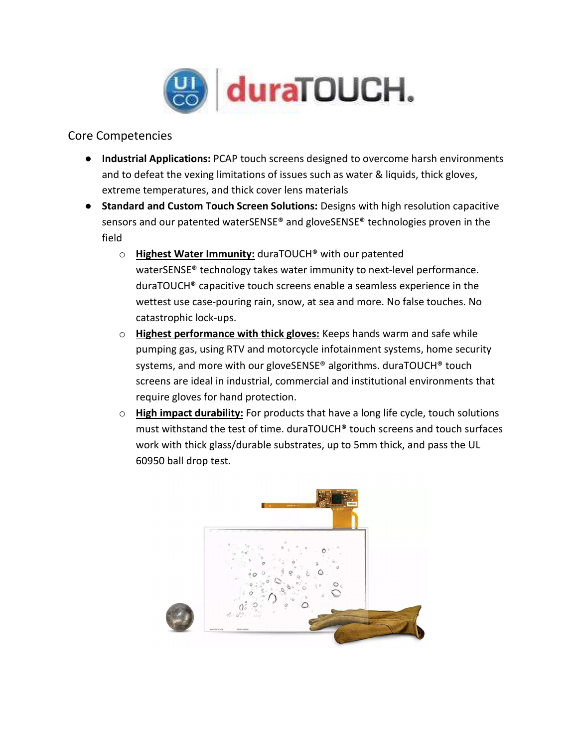## Core Competencies

- **Industrial Applications:** PCAP touch screens designed to overcome harsh environments and to defeat the vexing limitations of issues such as water & liquids, thick gloves, extreme temperatures, and thick cover lens materials
- **Standard and Custom Touch Screen Solutions:** Designs with high resolution capacitive sensors and our patented waterSENSE® and gloveSENSE® technologies proven in the field
  - **Highest Water Immunity:** duraTOUCH® with our patented waterSENSE® technology takes water immunity to next-level performance. duraTOUCH® capacitive touch screens enable a seamless experience in the wettest use case-pouring rain, snow, at sea and more. No false touches. No catastrophic lock-ups.
  - **Highest performance with thick gloves:** Keeps hands warm and safe while pumping gas, using RTV and motorcycle infotainment systems, home security systems, and more with our gloveSENSE® algorithms. duraTOUCH® touch screens are ideal in industrial, commercial and institutional environments that require gloves for hand protection.
  - **High impact durability:** For products that have a long life cycle, touch solutions must withstand the test of time. duraTOUCH® touch screens and touch surfaces work with thick glass/durable substrates, up to 5mm thick, and pass the UL 60950 ball drop test.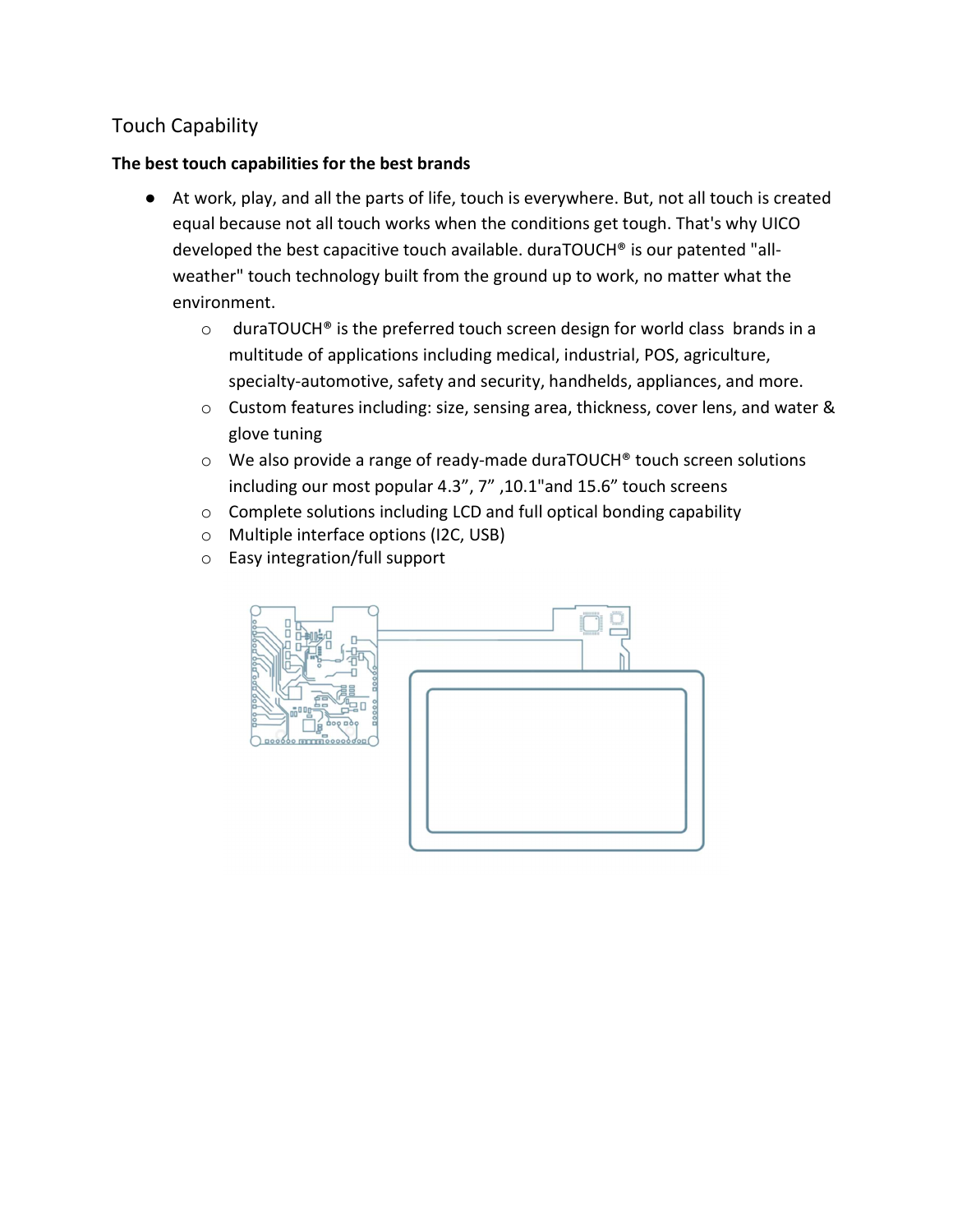## Touch Capability

**The best touch capabilities for the best brands**

- At work, play, and all the parts of life, touch is everywhere. But, not all touch is created equal because not all touch works when the conditions get tough. That's why UICO developed the best capacitive touch available. duraTOUCH® is our patented "all-weather" touch technology built from the ground up to work, no matter what the environment.
    - duraTOUCH® is the preferred touch screen design for world class brands in a multitude of applications including medical, industrial, POS, agriculture, specialty-automotive, safety and security, handhelds, appliances, and more.
    - Custom features including: size, sensing area, thickness, cover lens, and water & glove tuning
    - We also provide a range of ready-made duraTOUCH® touch screen solutions including our most popular 4.3”, 7” ,10.1"and 15.6” touch screens
    - Complete solutions including LCD and full optical bonding capability
    - Multiple interface options (I2C, USB)
    - Easy integration/full support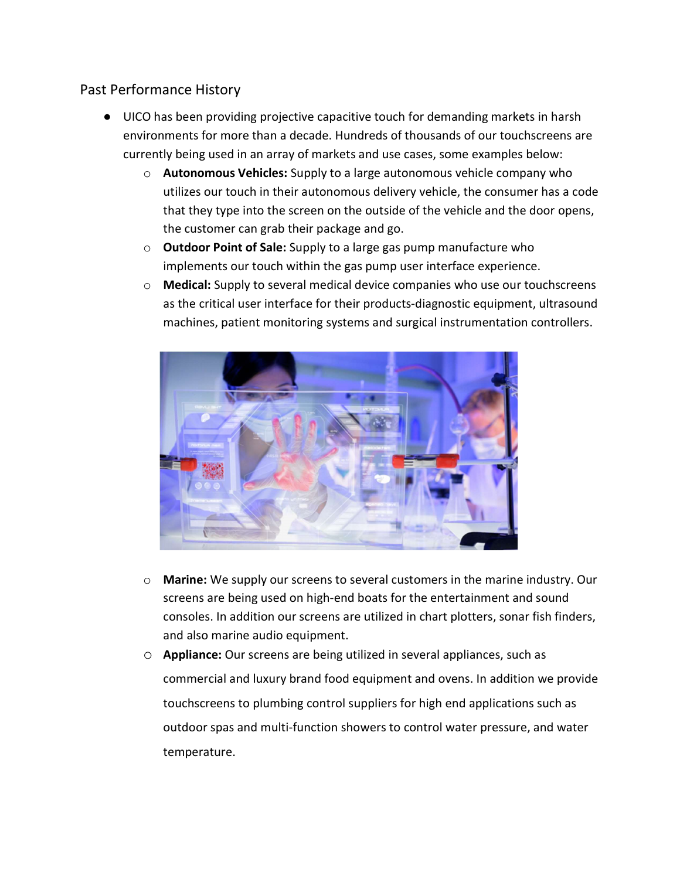## Past Performance History

- UICO has been providing projective capacitive touch for demanding markets in harsh environments for more than a decade. Hundreds of thousands of our touchscreens are currently being used in an array of markets and use cases, some examples below:
  - **Autonomous Vehicles:** Supply to a large autonomous vehicle company who utilizes our touch in their autonomous delivery vehicle, the consumer has a code that they type into the screen on the outside of the vehicle and the door opens, the customer can grab their package and go.
  - **Outdoor Point of Sale:** Supply to a large gas pump manufacture who implements our touch within the gas pump user interface experience.
  - **Medical:** Supply to several medical device companies who use our touchscreens as the critical user interface for their products-diagnostic equipment, ultrasound machines, patient monitoring systems and surgical instrumentation controllers.
  - **Marine:** We supply our screens to several customers in the marine industry. Our screens are being used on high-end boats for the entertainment and sound consoles. In addition our screens are utilized in chart plotters, sonar fish finders, and also marine audio equipment.
  - **Appliance:** Our screens are being utilized in several appliances, such as commercial and luxury brand food equipment and ovens. In addition we provide touchscreens to plumbing control suppliers for high end applications such as outdoor spas and multi-function showers to control water pressure, and water temperature.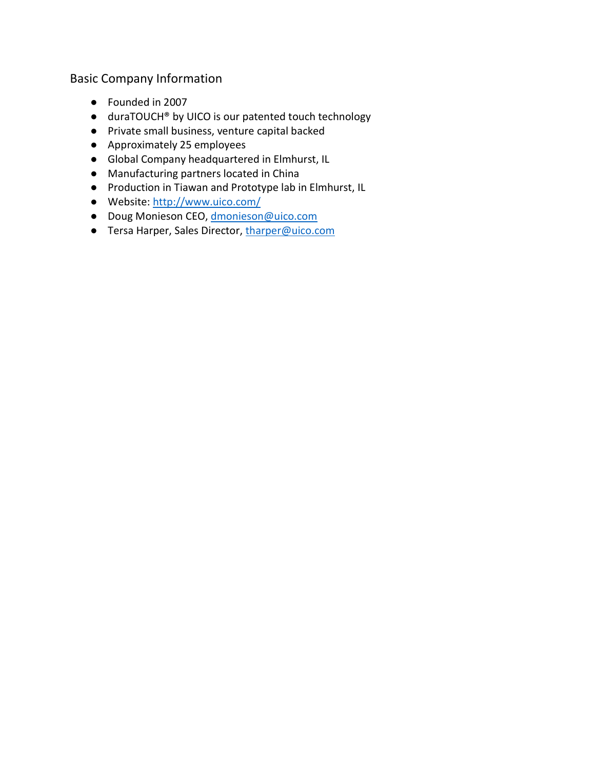## Basic Company Information

- Founded in 2007
- duraTOUCH® by UICO is our patented touch technology
- Private small business, venture capital backed
- Approximately 25 employees
- Global Company headquartered in Elmhurst, IL
- Manufacturing partners located in China
- Production in Tiawan and Prototype lab in Elmhurst, IL
- Website: [http://www.uico.com/](http://www.uico.com/)
- Doug Monieson CEO, [dmonieson@uico.com](mailto:dmonieson@uico.com)
- Tersa Harper, Sales Director, [tharper@uico.com](mailto:tharper@uico.com)